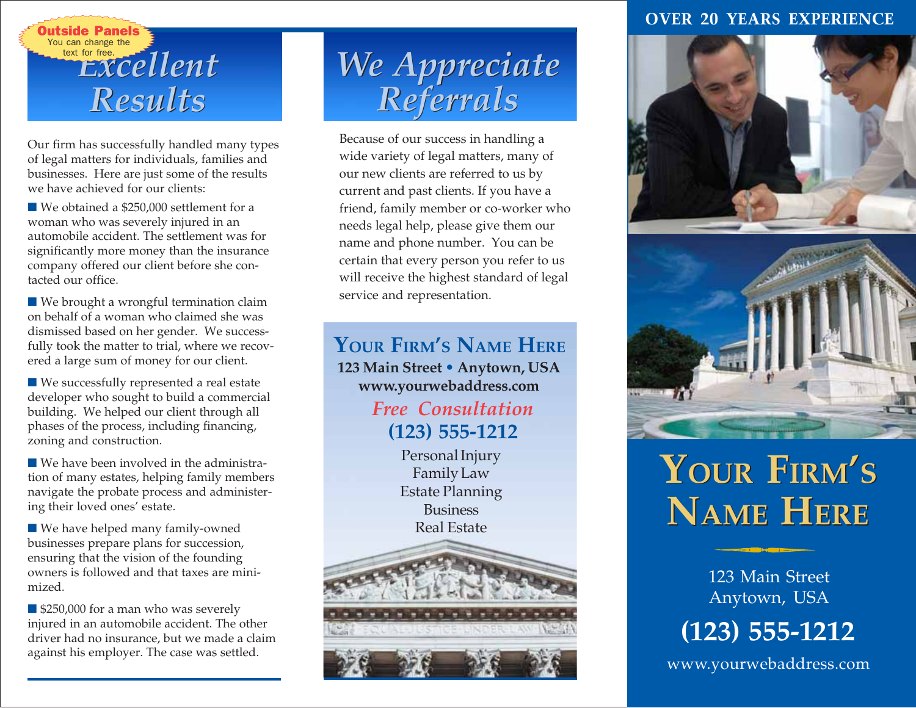**Outside Panels**
You can change the text for free.

# Excellent Results

Our firm has successfully handled many types of legal matters for individuals, families and businesses. Here are just some of the results we have achieved for our clients:

- We obtained a $250,000 settlement for a woman who was severely injured in an automobile accident. The settlement was for significantly more money than the insurance company offered our client before she contacted our office.
- We brought a wrongful termination claim on behalf of a woman who claimed she was dismissed based on her gender. We successfully took the matter to trial, where we recovered a large sum of money for our client.
- We successfully represented a real estate developer who sought to build a commercial building. We helped our client through all phases of the process, including financing, zoning and construction.
- We have been involved in the administration of many estates, helping family members navigate the probate process and administering their loved ones' estate.
- We have helped many family-owned businesses prepare plans for succession, ensuring that the vision of the founding owners is followed and that taxes are minimized.
- $250,000 for a man who was severely injured in an automobile accident. The other driver had no insurance, but we made a claim against his employer. The case was settled.

# We Appreciate Referrals

Because of our success in handling a wide variety of legal matters, many of our new clients are referred to us by current and past clients. If you have a friend, family member or co-worker who needs legal help, please give them our name and phone number. You can be certain that every person you refer to us will receive the highest standard of legal service and representation.

## Your Firm's Name Here

**123 Main Street • Anytown, USA**
**www.yourwebaddress.com**

*Free Consultation*
**(123) 555-1212**

Personal Injury
Family Law
Estate Planning
Business
Real Estate

**OVER 20 YEARS EXPERIENCE**

# Your Firm's Name Here

123 Main Street
Anytown, USA

**(123) 555-1212**

www.yourwebaddress.com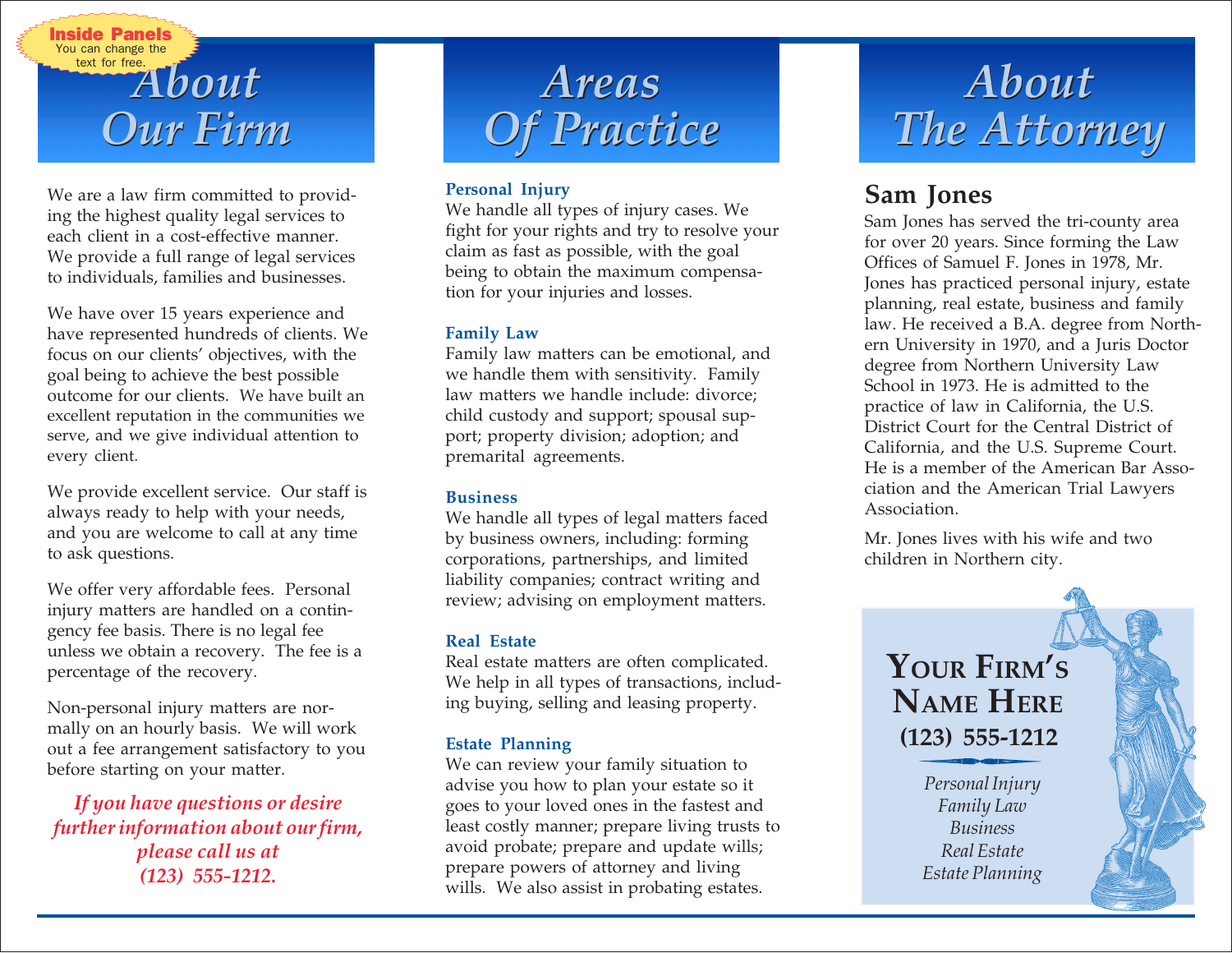**Inside Panels**
You can change the text for free.

# About Our Firm

We are a law firm committed to providing the highest quality legal services to each client in a cost-effective manner. We provide a full range of legal services to individuals, families and businesses.

We have over 15 years experience and have represented hundreds of clients. We focus on our clients' objectives, with the goal being to achieve the best possible outcome for our clients. We have built an excellent reputation in the communities we serve, and we give individual attention to every client.

We provide excellent service. Our staff is always ready to help with your needs, and you are welcome to call at any time to ask questions.

We offer very affordable fees. Personal injury matters are handled on a contingency fee basis. There is no legal fee unless we obtain a recovery. The fee is a percentage of the recovery.

Non-personal injury matters are normally on an hourly basis. We will work out a fee arrangement satisfactory to you before starting on your matter.

*If you have questions or desire further information about our firm, please call us at (123) 555-1212.*

# Areas Of Practice

**Personal Injury**
We handle all types of injury cases. We fight for your rights and try to resolve your claim as fast as possible, with the goal being to obtain the maximum compensation for your injuries and losses.

**Family Law**
Family law matters can be emotional, and we handle them with sensitivity. Family law matters we handle include: divorce; child custody and support; spousal support; property division; adoption; and premarital agreements.

**Business**
We handle all types of legal matters faced by business owners, including: forming corporations, partnerships, and limited liability companies; contract writing and review; advising on employment matters.

**Real Estate**
Real estate matters are often complicated. We help in all types of transactions, including buying, selling and leasing property.

**Estate Planning**
We can review your family situation to advise you how to plan your estate so it goes to your loved ones in the fastest and least costly manner; prepare living trusts to avoid probate; prepare and update wills; prepare powers of attorney and living wills. We also assist in probating estates.

# About The Attorney

## Sam Jones

Sam Jones has served the tri-county area for over 20 years. Since forming the Law Offices of Samuel F. Jones in 1978, Mr. Jones has practiced personal injury, estate planning, real estate, business and family law. He received a B.A. degree from Northern University in 1970, and a Juris Doctor degree from Northern University Law School in 1973. He is admitted to the practice of law in California, the U.S. District Court for the Central District of California, and the U.S. Supreme Court. He is a member of the American Bar Association and the American Trial Lawyers Association.

Mr. Jones lives with his wife and two children in Northern city.

**YOUR FIRM'S NAME HERE**
**(123) 555-1212**

*Personal Injury*
*Family Law*
*Business*
*Real Estate*
*Estate Planning*